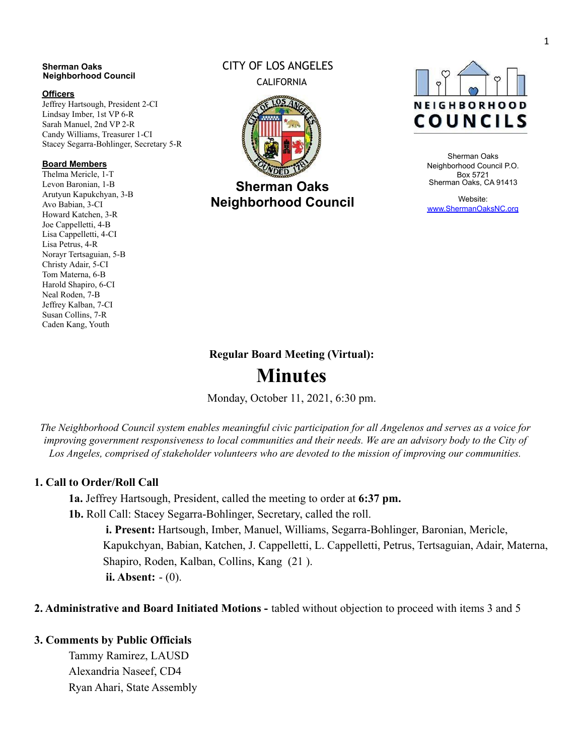**Sherman Oaks Neighborhood Council**

**Officers**
Jeffrey Hartsough, President 2-CI
Lindsay Imber, 1st VP 6-R
Sarah Manuel, 2nd VP 2-R
Candy Williams, Treasurer 1-CI
Stacey Segarra-Bohlinger, Secretary 5-R

**Board Members**
Thelma Mericle, 1-T
Levon Baronian, 1-B
Arutyun Kapukchyan, 3-B
Avo Babian, 3-CI
Howard Katchen, 3-R
Joe Cappelletti, 4-B
Lisa Cappelletti, 4-CI
Lisa Petrus, 4-R
Norayr Tertsaguian, 5-B
Christy Adair, 5-CI
Tom Materna, 6-B
Harold Shapiro, 6-CI
Neal Roden, 7-B
Jeffrey Kalban, 7-CI
Susan Collins, 7-R
Caden Kang, Youth

CITY OF LOS ANGELES
CALIFORNIA

**Sherman Oaks Neighborhood Council**

NEIGHBORHOOD COUNCILS

Sherman Oaks Neighborhood Council P.O. Box 5721
Sherman Oaks, CA 91413

Website:
www.ShermanOaksNC.org

**Regular Board Meeting (Virtual):**

# Minutes

Monday, October 11, 2021, 6:30 pm.

*The Neighborhood Council system enables meaningful civic participation for all Angelenos and serves as a voice for improving government responsiveness to local communities and their needs. We are an advisory body to the City of Los Angeles, comprised of stakeholder volunteers who are devoted to the mission of improving our communities.*

## 1. Call to Order/Roll Call

**1a.** Jeffrey Hartsough, President, called the meeting to order at **6:37 pm.**

**1b.** Roll Call: Stacey Segarra-Bohlinger, Secretary, called the roll.

**i. Present:** Hartsough, Imber, Manuel, Williams, Segarra-Bohlinger, Baronian, Mericle, Kapukchyan, Babian, Katchen, J. Cappelletti, L. Cappelletti, Petrus, Tertsaguian, Adair, Materna, Shapiro, Roden, Kalban, Collins, Kang (21 ).

**ii. Absent:** - (0).

## 2. Administrative and Board Initiated Motions - tabled without objection to proceed with items 3 and 5

## 3. Comments by Public Officials

Tammy Ramirez, LAUSD
Alexandria Naseef, CD4
Ryan Ahari, State Assembly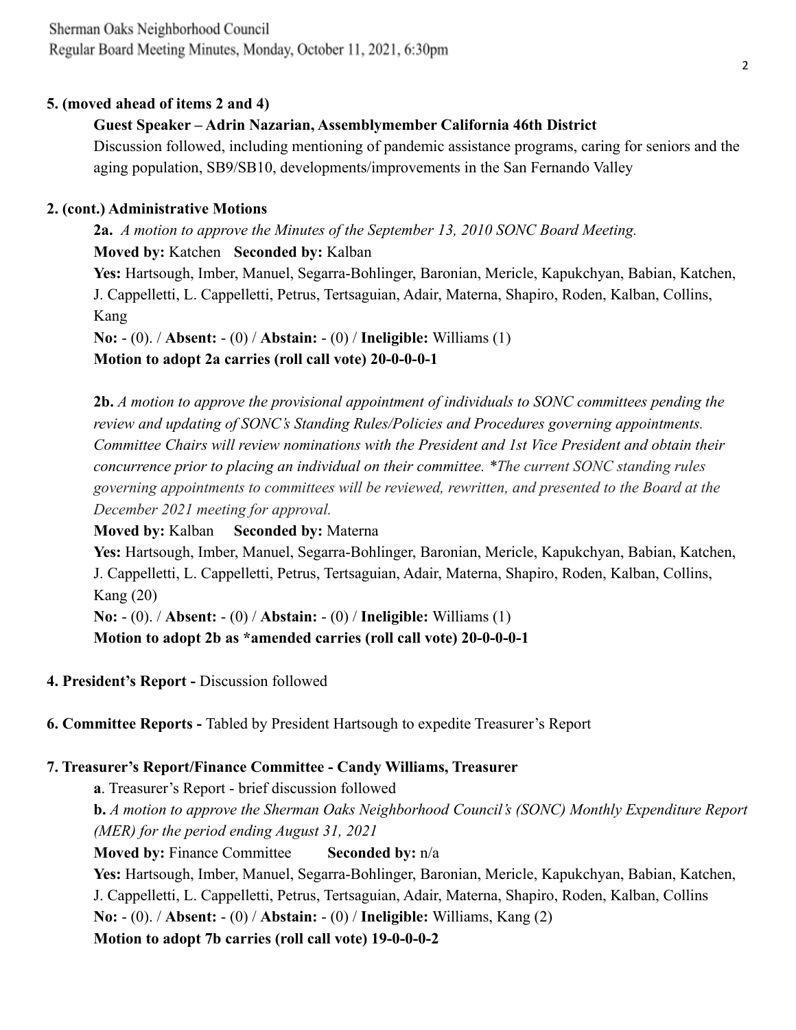**5. (moved ahead of items 2 and 4)**

**Guest Speaker – Adrin Nazarian, Assemblymember California 46th District**

Discussion followed, including mentioning of pandemic assistance programs, caring for seniors and the aging population, SB9/SB10, developments/improvements in the San Fernando Valley

**2. (cont.) Administrative Motions**

**2a.** *A motion to approve the Minutes of the September 13, 2010 SONC Board Meeting.*

**Moved by:** Katchen **Seconded by:** Kalban

**Yes:** Hartsough, Imber, Manuel, Segarra-Bohlinger, Baronian, Mericle, Kapukchyan, Babian, Katchen, J. Cappelletti, L. Cappelletti, Petrus, Tertsaguian, Adair, Materna, Shapiro, Roden, Kalban, Collins, Kang

**No:** - (0). / **Absent:** - (0) / **Abstain:** - (0) / **Ineligible:** Williams (1)

**Motion to adopt 2a carries (roll call vote) 20-0-0-0-1**

**2b.** *A motion to approve the provisional appointment of individuals to SONC committees pending the review and updating of SONC's Standing Rules/Policies and Procedures governing appointments. Committee Chairs will review nominations with the President and 1st Vice President and obtain their concurrence prior to placing an individual on their committee. *The current SONC standing rules governing appointments to committees will be reviewed, rewritten, and presented to the Board at the December 2021 meeting for approval.*

**Moved by:** Kalban **Seconded by:** Materna

**Yes:** Hartsough, Imber, Manuel, Segarra-Bohlinger, Baronian, Mericle, Kapukchyan, Babian, Katchen, J. Cappelletti, L. Cappelletti, Petrus, Tertsaguian, Adair, Materna, Shapiro, Roden, Kalban, Collins, Kang (20)

**No:** - (0). / **Absent:** - (0) / **Abstain:** - (0) / **Ineligible:** Williams (1)

**Motion to adopt 2b as *amended carries (roll call vote) 20-0-0-0-1**

**4. President's Report -** Discussion followed

**6. Committee Reports -** Tabled by President Hartsough to expedite Treasurer's Report

**7. Treasurer's Report/Finance Committee - Candy Williams, Treasurer**

**a**. Treasurer's Report - brief discussion followed

**b.** *A motion to approve the Sherman Oaks Neighborhood Council's (SONC) Monthly Expenditure Report (MER) for the period ending August 31, 2021*

**Moved by:** Finance Committee **Seconded by:** n/a

**Yes:** Hartsough, Imber, Manuel, Segarra-Bohlinger, Baronian, Mericle, Kapukchyan, Babian, Katchen, J. Cappelletti, L. Cappelletti, Petrus, Tertsaguian, Adair, Materna, Shapiro, Roden, Kalban, Collins

**No:** - (0). / **Absent:** - (0) / **Abstain:** - (0) / **Ineligible:** Williams, Kang (2)

**Motion to adopt 7b carries (roll call vote) 19-0-0-0-2**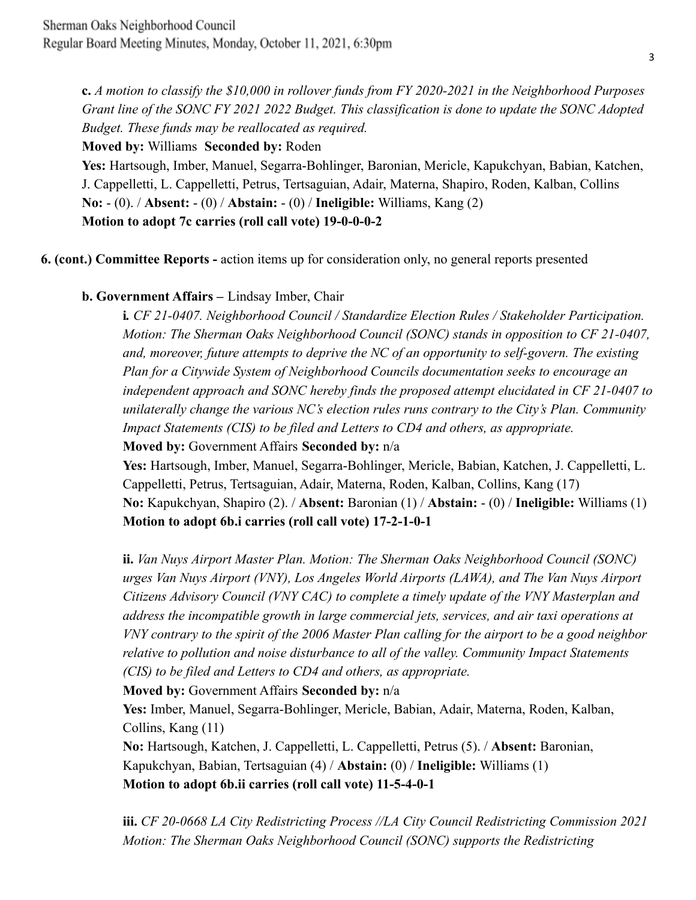**c.** *A motion to classify the $10,000 in rollover funds from FY 2020-2021 in the Neighborhood Purposes Grant line of the SONC FY 2021 2022 Budget. This classification is done to update the SONC Adopted Budget. These funds may be reallocated as required.*

**Moved by:** Williams **Seconded by:** Roden

**Yes:** Hartsough, Imber, Manuel, Segarra-Bohlinger, Baronian, Mericle, Kapukchyan, Babian, Katchen, J. Cappelletti, L. Cappelletti, Petrus, Tertsaguian, Adair, Materna, Shapiro, Roden, Kalban, Collins

**No:** - (0). / **Absent:** - (0) / **Abstain:** - (0) / **Ineligible:** Williams, Kang (2)

**Motion to adopt 7c carries (roll call vote) 19-0-0-0-2**

**6. (cont.) Committee Reports -** action items up for consideration only, no general reports presented

**b. Government Affairs –** Lindsay Imber, Chair

**i.** *CF 21-0407. Neighborhood Council / Standardize Election Rules / Stakeholder Participation. Motion: The Sherman Oaks Neighborhood Council (SONC) stands in opposition to CF 21-0407, and, moreover, future attempts to deprive the NC of an opportunity to self-govern. The existing Plan for a Citywide System of Neighborhood Councils documentation seeks to encourage an independent approach and SONC hereby finds the proposed attempt elucidated in CF 21-0407 to unilaterally change the various NC's election rules runs contrary to the City's Plan. Community Impact Statements (CIS) to be filed and Letters to CD4 and others, as appropriate.*

**Moved by:** Government Affairs **Seconded by:** n/a

**Yes:** Hartsough, Imber, Manuel, Segarra-Bohlinger, Mericle, Babian, Katchen, J. Cappelletti, L. Cappelletti, Petrus, Tertsaguian, Adair, Materna, Roden, Kalban, Collins, Kang (17)

**No:** Kapukchyan, Shapiro (2). / **Absent:** Baronian (1) / **Abstain:** - (0) / **Ineligible:** Williams (1)

**Motion to adopt 6b.i carries (roll call vote) 17-2-1-0-1**

**ii.** *Van Nuys Airport Master Plan. Motion: The Sherman Oaks Neighborhood Council (SONC) urges Van Nuys Airport (VNY), Los Angeles World Airports (LAWA), and The Van Nuys Airport Citizens Advisory Council (VNY CAC) to complete a timely update of the VNY Masterplan and address the incompatible growth in large commercial jets, services, and air taxi operations at VNY contrary to the spirit of the 2006 Master Plan calling for the airport to be a good neighbor relative to pollution and noise disturbance to all of the valley. Community Impact Statements (CIS) to be filed and Letters to CD4 and others, as appropriate.*

**Moved by:** Government Affairs **Seconded by:** n/a

**Yes:** Imber, Manuel, Segarra-Bohlinger, Mericle, Babian, Adair, Materna, Roden, Kalban, Collins, Kang (11)

**No:** Hartsough, Katchen, J. Cappelletti, L. Cappelletti, Petrus (5). / **Absent:** Baronian, Kapukchyan, Babian, Tertsaguian (4) / **Abstain:** (0) / **Ineligible:** Williams (1)

**Motion to adopt 6b.ii carries (roll call vote) 11-5-4-0-1**

**iii.** *CF 20-0668 LA City Redistricting Process //LA City Council Redistricting Commission 2021 Motion: The Sherman Oaks Neighborhood Council (SONC) supports the Redistricting*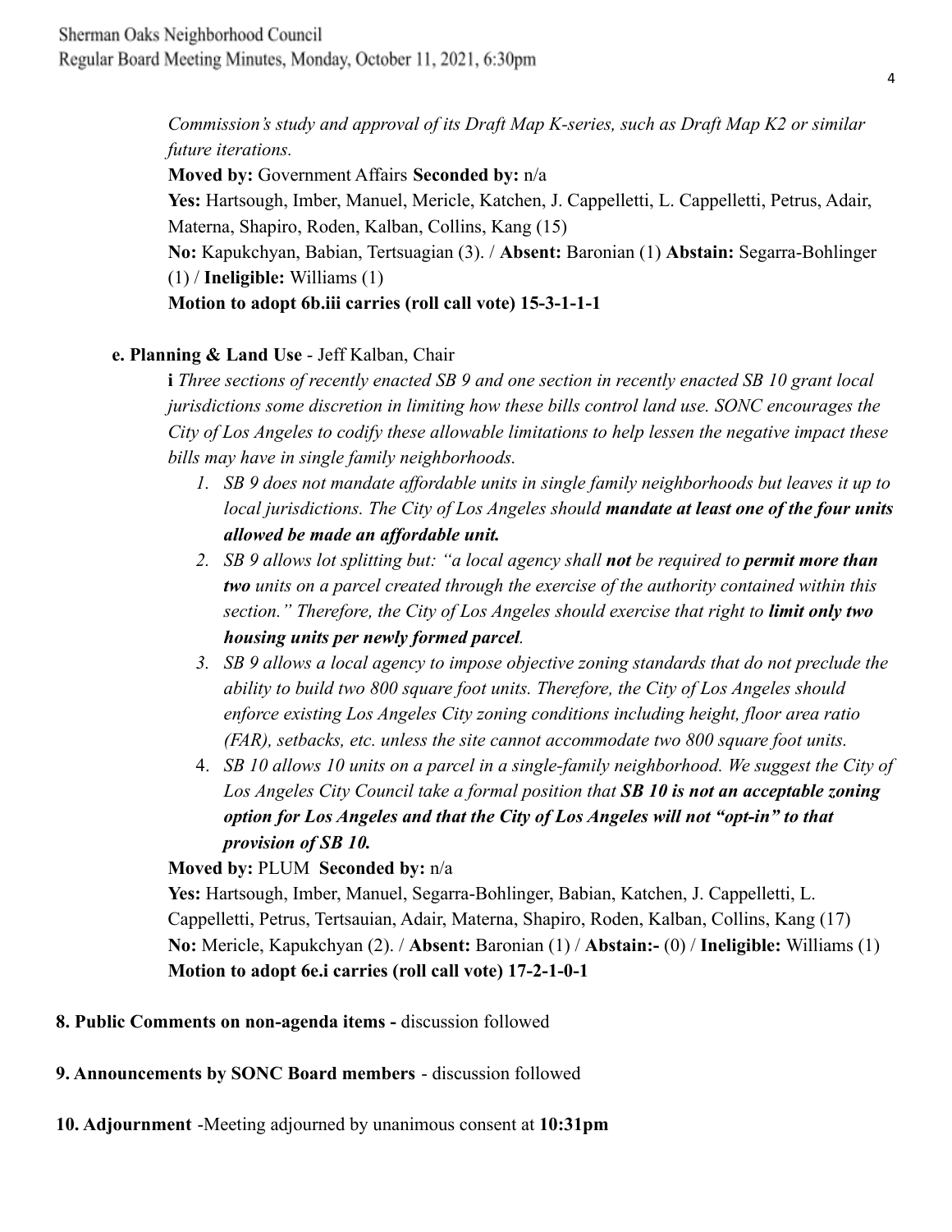*Commission's study and approval of its Draft Map K-series, such as Draft Map K2 or similar future iterations.*

**Moved by:** Government Affairs **Seconded by:** n/a

**Yes:** Hartsough, Imber, Manuel, Mericle, Katchen, J. Cappelletti, L. Cappelletti, Petrus, Adair, Materna, Shapiro, Roden, Kalban, Collins, Kang (15)

**No:** Kapukchyan, Babian, Tertsuagian (3). / **Absent:** Baronian (1) **Abstain:** Segarra-Bohlinger (1) / **Ineligible:** Williams (1)

**Motion to adopt 6b.iii carries (roll call vote) 15-3-1-1-1**

**e. Planning & Land Use** - Jeff Kalban, Chair

**i** *Three sections of recently enacted SB 9 and one section in recently enacted SB 10 grant local jurisdictions some discretion in limiting how these bills control land use. SONC encourages the City of Los Angeles to codify these allowable limitations to help lessen the negative impact these bills may have in single family neighborhoods.*

1. *SB 9 does not mandate affordable units in single family neighborhoods but leaves it up to local jurisdictions. The City of Los Angeles should* ***mandate at least one of the four units allowed be made an affordable unit.***
2. *SB 9 allows lot splitting but: "a local agency shall* ***not*** *be required to* ***permit more than two*** *units on a parcel created through the exercise of the authority contained within this section." Therefore, the City of Los Angeles should exercise that right to* ***limit only two housing units per newly formed parcel****.*
3. *SB 9 allows a local agency to impose objective zoning standards that do not preclude the ability to build two 800 square foot units. Therefore, the City of Los Angeles should enforce existing Los Angeles City zoning conditions including height, floor area ratio (FAR), setbacks, etc. unless the site cannot accommodate two 800 square foot units.*
4. *SB 10 allows 10 units on a parcel in a single-family neighborhood. We suggest the City of Los Angeles City Council take a formal position that* ***SB 10 is not an acceptable zoning option for Los Angeles and that the City of Los Angeles will not "opt-in" to that provision of SB 10.***

**Moved by:** PLUM **Seconded by:** n/a

**Yes:** Hartsough, Imber, Manuel, Segarra-Bohlinger, Babian, Katchen, J. Cappelletti, L. Cappelletti, Petrus, Tertsauian, Adair, Materna, Shapiro, Roden, Kalban, Collins, Kang (17)

**No:** Mericle, Kapukchyan (2). / **Absent:** Baronian (1) / **Abstain:-** (0) / **Ineligible:** Williams (1)

**Motion to adopt 6e.i carries (roll call vote) 17-2-1-0-1**

**8. Public Comments on non-agenda items -** discussion followed

**9. Announcements by SONC Board members** - discussion followed

**10. Adjournment** -Meeting adjourned by unanimous consent at **10:31pm**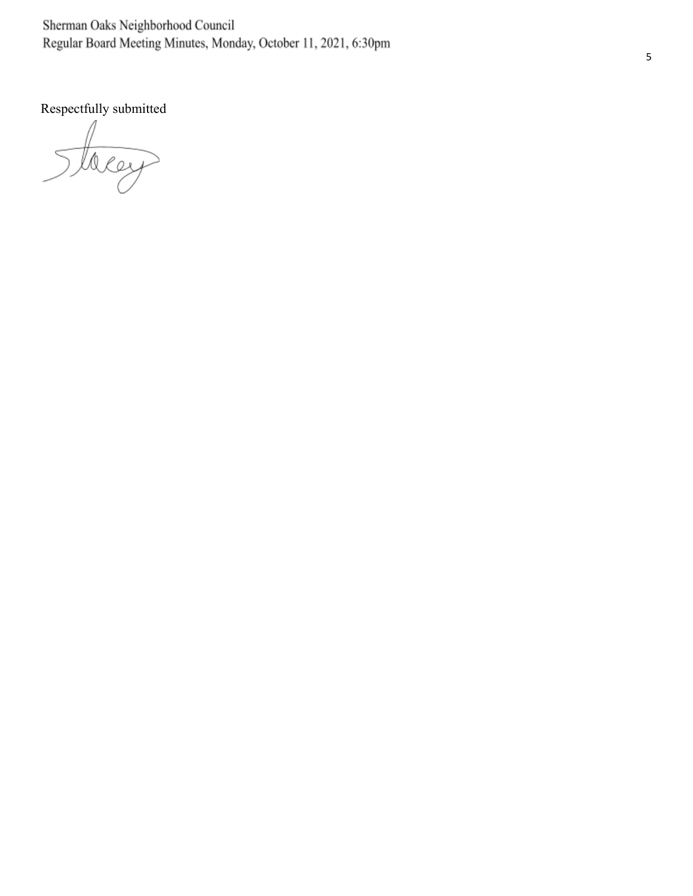Respectfully submitted

Stacey